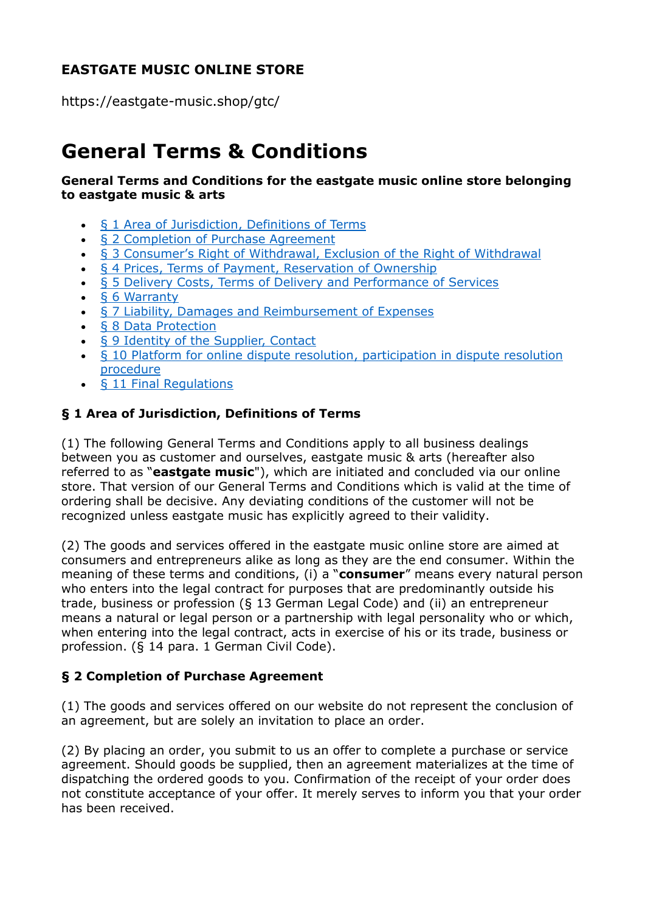**EASTGATE MUSIC ONLINE STORE**

https://eastgate-music.shop/gtc/

# General Terms & Conditions

**General Terms and Conditions for the eastgate music online store belonging to eastgate music & arts**

- § 1 Area of Jurisdiction, Definitions of Terms
- § 2 Completion of Purchase Agreement
- § 3 Consumer's Right of Withdrawal, Exclusion of the Right of Withdrawal
- § 4 Prices, Terms of Payment, Reservation of Ownership
- § 5 Delivery Costs, Terms of Delivery and Performance of Services
- § 6 Warranty
- § 7 Liability, Damages and Reimbursement of Expenses
- § 8 Data Protection
- § 9 Identity of the Supplier, Contact
- § 10 Platform for online dispute resolution, participation in dispute resolution procedure
- § 11 Final Regulations

### § 1 Area of Jurisdiction, Definitions of Terms

(1) The following General Terms and Conditions apply to all business dealings between you as customer and ourselves, eastgate music & arts (hereafter also referred to as "**eastgate music**"), which are initiated and concluded via our online store. That version of our General Terms and Conditions which is valid at the time of ordering shall be decisive. Any deviating conditions of the customer will not be recognized unless eastgate music has explicitly agreed to their validity.

(2) The goods and services offered in the eastgate music online store are aimed at consumers and entrepreneurs alike as long as they are the end consumer. Within the meaning of these terms and conditions, (i) a "**consumer**" means every natural person who enters into the legal contract for purposes that are predominantly outside his trade, business or profession (§ 13 German Legal Code) and (ii) an entrepreneur means a natural or legal person or a partnership with legal personality who or which, when entering into the legal contract, acts in exercise of his or its trade, business or profession. (§ 14 para. 1 German Civil Code).

### § 2 Completion of Purchase Agreement

(1) The goods and services offered on our website do not represent the conclusion of an agreement, but are solely an invitation to place an order.

(2) By placing an order, you submit to us an offer to complete a purchase or service agreement. Should goods be supplied, then an agreement materializes at the time of dispatching the ordered goods to you. Confirmation of the receipt of your order does not constitute acceptance of your offer. It merely serves to inform you that your order has been received.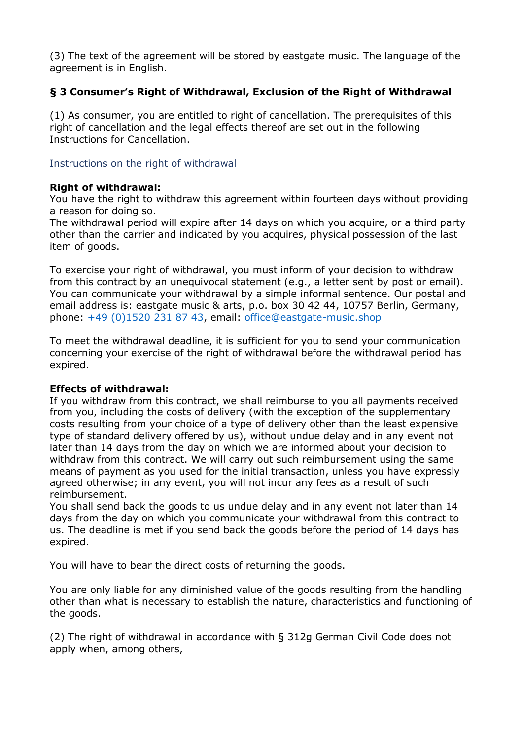(3) The text of the agreement will be stored by eastgate music. The language of the agreement is in English.

### § 3 Consumer's Right of Withdrawal, Exclusion of the Right of Withdrawal

(1) As consumer, you are entitled to right of cancellation. The prerequisites of this right of cancellation and the legal effects thereof are set out in the following Instructions for Cancellation.

Instructions on the right of withdrawal

**Right of withdrawal:**
You have the right to withdraw this agreement within fourteen days without providing a reason for doing so.
The withdrawal period will expire after 14 days on which you acquire, or a third party other than the carrier and indicated by you acquires, physical possession of the last item of goods.

To exercise your right of withdrawal, you must inform of your decision to withdraw from this contract by an unequivocal statement (e.g., a letter sent by post or email). You can communicate your withdrawal by a simple informal sentence. Our postal and email address is: eastgate music & arts, p.o. box 30 42 44, 10757 Berlin, Germany, phone: +49 (0)1520 231 87 43, email: office@eastgate-music.shop

To meet the withdrawal deadline, it is sufficient for you to send your communication concerning your exercise of the right of withdrawal before the withdrawal period has expired.

**Effects of withdrawal:**
If you withdraw from this contract, we shall reimburse to you all payments received from you, including the costs of delivery (with the exception of the supplementary costs resulting from your choice of a type of delivery other than the least expensive type of standard delivery offered by us), without undue delay and in any event not later than 14 days from the day on which we are informed about your decision to withdraw from this contract. We will carry out such reimbursement using the same means of payment as you used for the initial transaction, unless you have expressly agreed otherwise; in any event, you will not incur any fees as a result of such reimbursement.
You shall send back the goods to us undue delay and in any event not later than 14 days from the day on which you communicate your withdrawal from this contract to us. The deadline is met if you send back the goods before the period of 14 days has expired.

You will have to bear the direct costs of returning the goods.

You are only liable for any diminished value of the goods resulting from the handling other than what is necessary to establish the nature, characteristics and functioning of the goods.

(2) The right of withdrawal in accordance with § 312g German Civil Code does not apply when, among others,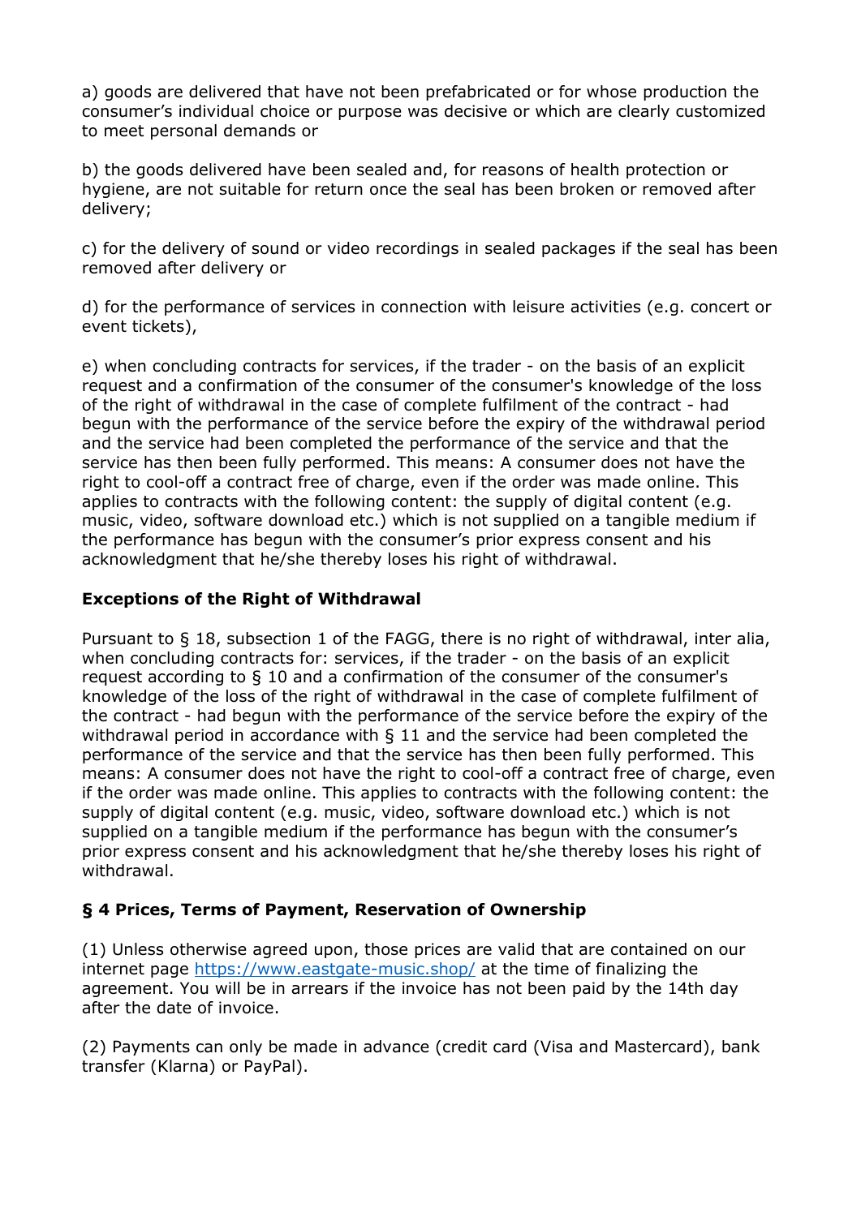a) goods are delivered that have not been prefabricated or for whose production the consumer's individual choice or purpose was decisive or which are clearly customized to meet personal demands or

b) the goods delivered have been sealed and, for reasons of health protection or hygiene, are not suitable for return once the seal has been broken or removed after delivery;

c) for the delivery of sound or video recordings in sealed packages if the seal has been removed after delivery or

d) for the performance of services in connection with leisure activities (e.g. concert or event tickets),

e) when concluding contracts for services, if the trader - on the basis of an explicit request and a confirmation of the consumer of the consumer's knowledge of the loss of the right of withdrawal in the case of complete fulfilment of the contract - had begun with the performance of the service before the expiry of the withdrawal period and the service had been completed the performance of the service and that the service has then been fully performed. This means: A consumer does not have the right to cool-off a contract free of charge, even if the order was made online. This applies to contracts with the following content: the supply of digital content (e.g. music, video, software download etc.) which is not supplied on a tangible medium if the performance has begun with the consumer's prior express consent and his acknowledgment that he/she thereby loses his right of withdrawal.

**Exceptions of the Right of Withdrawal**

Pursuant to § 18, subsection 1 of the FAGG, there is no right of withdrawal, inter alia, when concluding contracts for: services, if the trader - on the basis of an explicit request according to § 10 and a confirmation of the consumer of the consumer's knowledge of the loss of the right of withdrawal in the case of complete fulfilment of the contract - had begun with the performance of the service before the expiry of the withdrawal period in accordance with § 11 and the service had been completed the performance of the service and that the service has then been fully performed. This means: A consumer does not have the right to cool-off a contract free of charge, even if the order was made online. This applies to contracts with the following content: the supply of digital content (e.g. music, video, software download etc.) which is not supplied on a tangible medium if the performance has begun with the consumer's prior express consent and his acknowledgment that he/she thereby loses his right of withdrawal.

**§ 4 Prices, Terms of Payment, Reservation of Ownership**

(1) Unless otherwise agreed upon, those prices are valid that are contained on our internet page https://www.eastgate-music.shop/ at the time of finalizing the agreement. You will be in arrears if the invoice has not been paid by the 14th day after the date of invoice.

(2) Payments can only be made in advance (credit card (Visa and Mastercard), bank transfer (Klarna) or PayPal).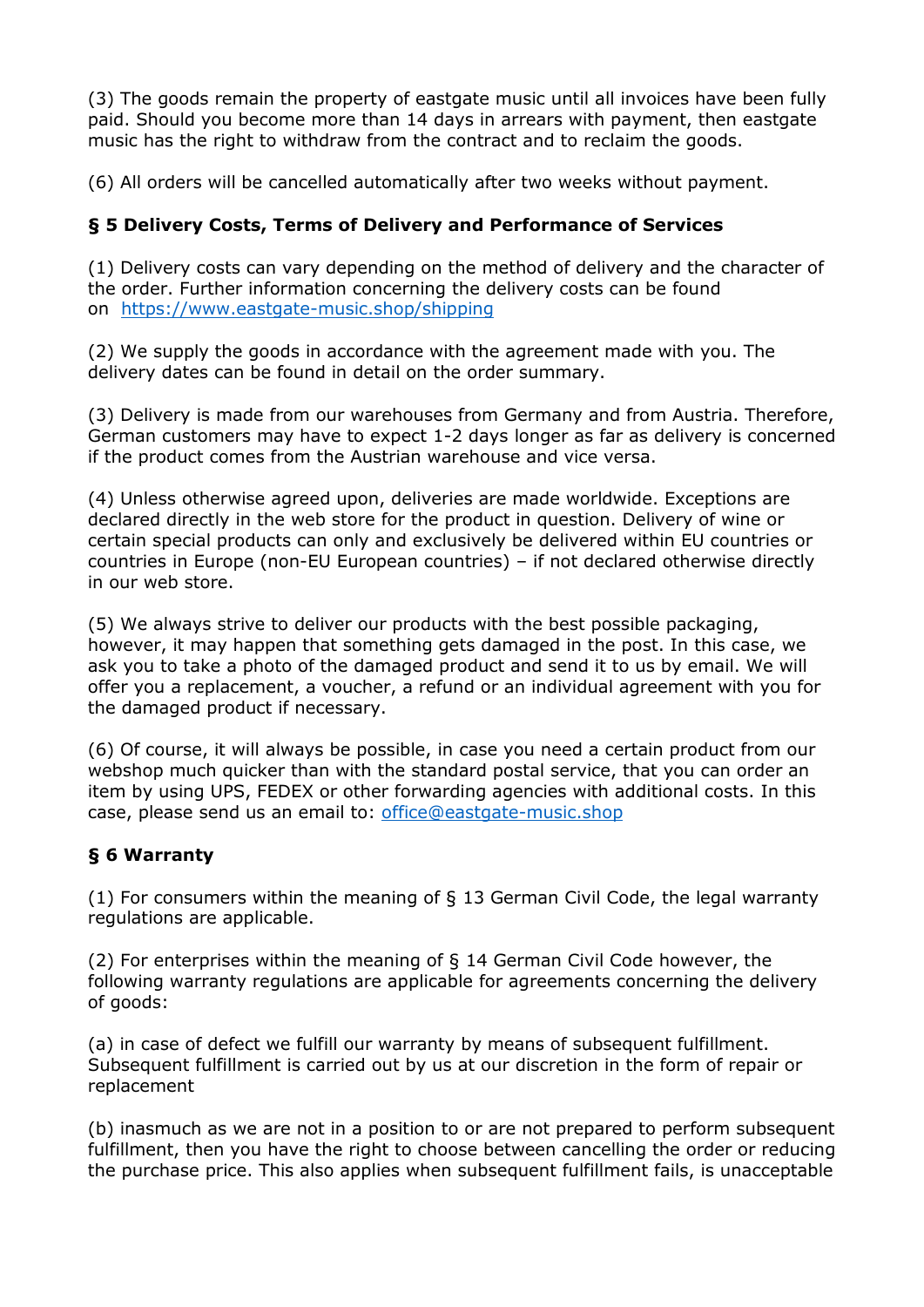(3) The goods remain the property of eastgate music until all invoices have been fully paid. Should you become more than 14 days in arrears with payment, then eastgate music has the right to withdraw from the contract and to reclaim the goods.

(6) All orders will be cancelled automatically after two weeks without payment.

### § 5 Delivery Costs, Terms of Delivery and Performance of Services

(1) Delivery costs can vary depending on the method of delivery and the character of the order. Further information concerning the delivery costs can be found on [https://www.eastgate-music.shop/shipping](https://www.eastgate-music.shop/shipping)

(2) We supply the goods in accordance with the agreement made with you. The delivery dates can be found in detail on the order summary.

(3) Delivery is made from our warehouses from Germany and from Austria. Therefore, German customers may have to expect 1-2 days longer as far as delivery is concerned if the product comes from the Austrian warehouse and vice versa.

(4) Unless otherwise agreed upon, deliveries are made worldwide. Exceptions are declared directly in the web store for the product in question. Delivery of wine or certain special products can only and exclusively be delivered within EU countries or countries in Europe (non-EU European countries) – if not declared otherwise directly in our web store.

(5) We always strive to deliver our products with the best possible packaging, however, it may happen that something gets damaged in the post. In this case, we ask you to take a photo of the damaged product and send it to us by email. We will offer you a replacement, a voucher, a refund or an individual agreement with you for the damaged product if necessary.

(6) Of course, it will always be possible, in case you need a certain product from our webshop much quicker than with the standard postal service, that you can order an item by using UPS, FEDEX or other forwarding agencies with additional costs. In this case, please send us an email to: [office@eastgate-music.shop](mailto:office@eastgate-music.shop)

### § 6 Warranty

(1) For consumers within the meaning of § 13 German Civil Code, the legal warranty regulations are applicable.

(2) For enterprises within the meaning of § 14 German Civil Code however, the following warranty regulations are applicable for agreements concerning the delivery of goods:

(a) in case of defect we fulfill our warranty by means of subsequent fulfillment. Subsequent fulfillment is carried out by us at our discretion in the form of repair or replacement

(b) inasmuch as we are not in a position to or are not prepared to perform subsequent fulfillment, then you have the right to choose between cancelling the order or reducing the purchase price. This also applies when subsequent fulfillment fails, is unacceptable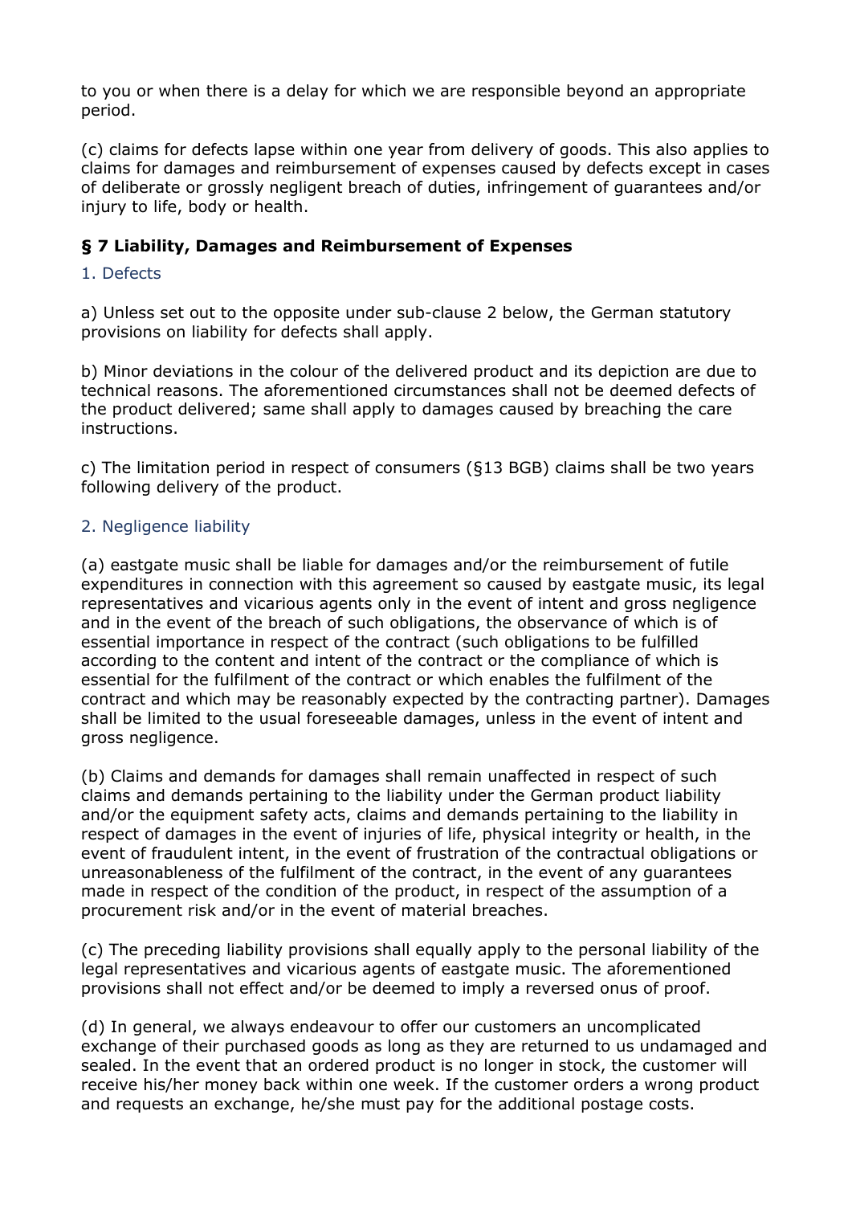to you or when there is a delay for which we are responsible beyond an appropriate period.

(c) claims for defects lapse within one year from delivery of goods. This also applies to claims for damages and reimbursement of expenses caused by defects except in cases of deliberate or grossly negligent breach of duties, infringement of guarantees and/or injury to life, body or health.

### § 7 Liability, Damages and Reimbursement of Expenses

1. Defects

a) Unless set out to the opposite under sub-clause 2 below, the German statutory provisions on liability for defects shall apply.

b) Minor deviations in the colour of the delivered product and its depiction are due to technical reasons. The aforementioned circumstances shall not be deemed defects of the product delivered; same shall apply to damages caused by breaching the care instructions.

c) The limitation period in respect of consumers (§13 BGB) claims shall be two years following delivery of the product.

2. Negligence liability

(a) eastgate music shall be liable for damages and/or the reimbursement of futile expenditures in connection with this agreement so caused by eastgate music, its legal representatives and vicarious agents only in the event of intent and gross negligence and in the event of the breach of such obligations, the observance of which is of essential importance in respect of the contract (such obligations to be fulfilled according to the content and intent of the contract or the compliance of which is essential for the fulfilment of the contract or which enables the fulfilment of the contract and which may be reasonably expected by the contracting partner). Damages shall be limited to the usual foreseeable damages, unless in the event of intent and gross negligence.

(b) Claims and demands for damages shall remain unaffected in respect of such claims and demands pertaining to the liability under the German product liability and/or the equipment safety acts, claims and demands pertaining to the liability in respect of damages in the event of injuries of life, physical integrity or health, in the event of fraudulent intent, in the event of frustration of the contractual obligations or unreasonableness of the fulfilment of the contract, in the event of any guarantees made in respect of the condition of the product, in respect of the assumption of a procurement risk and/or in the event of material breaches.

(c) The preceding liability provisions shall equally apply to the personal liability of the legal representatives and vicarious agents of eastgate music. The aforementioned provisions shall not effect and/or be deemed to imply a reversed onus of proof.

(d) In general, we always endeavour to offer our customers an uncomplicated exchange of their purchased goods as long as they are returned to us undamaged and sealed. In the event that an ordered product is no longer in stock, the customer will receive his/her money back within one week. If the customer orders a wrong product and requests an exchange, he/she must pay for the additional postage costs.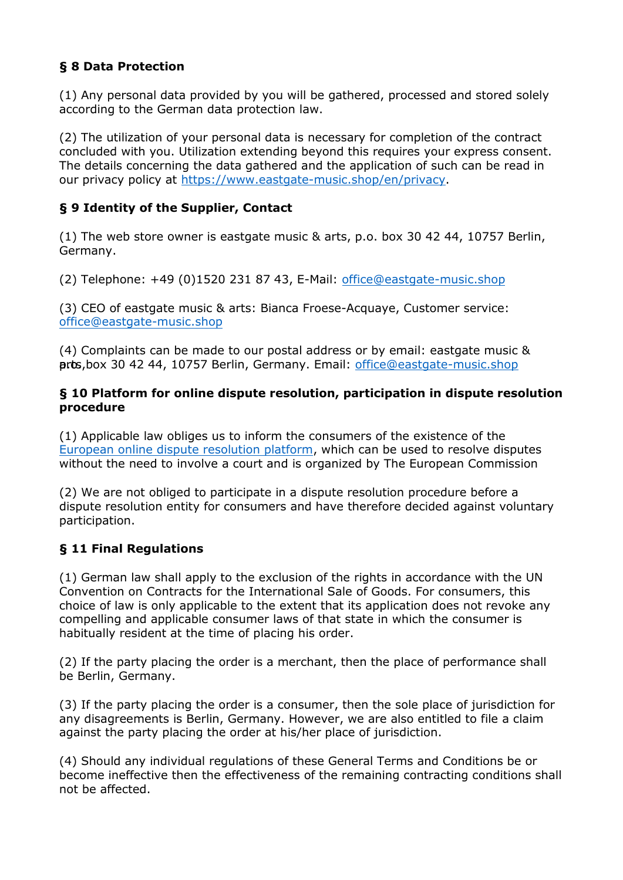### § 8 Data Protection

(1) Any personal data provided by you will be gathered, processed and stored solely according to the German data protection law.

(2) The utilization of your personal data is necessary for completion of the contract concluded with you. Utilization extending beyond this requires your express consent. The details concerning the data gathered and the application of such can be read in our privacy policy at [https://www.eastgate-music.shop/en/privacy](https://www.eastgate-music.shop/en/privacy).

### § 9 Identity of the Supplier, Contact

(1) The web store owner is eastgate music & arts, p.o. box 30 42 44, 10757 Berlin, Germany.

(2) Telephone: +49 (0)1520 231 87 43, E-Mail: office@eastgate-music.shop

(3) CEO of eastgate music & arts: Bianca Froese-Acquaye, Customer service: office@eastgate-music.shop

(4) Complaints can be made to our postal address or by email: eastgate music & arts, p.o. box 30 42 44, 10757 Berlin, Germany. Email: office@eastgate-music.shop

### § 10 Platform for online dispute resolution, participation in dispute resolution procedure

(1) Applicable law obliges us to inform the consumers of the existence of the European online dispute resolution platform, which can be used to resolve disputes without the need to involve a court and is organized by The European Commission

(2) We are not obliged to participate in a dispute resolution procedure before a dispute resolution entity for consumers and have therefore decided against voluntary participation.

### § 11 Final Regulations

(1) German law shall apply to the exclusion of the rights in accordance with the UN Convention on Contracts for the International Sale of Goods. For consumers, this choice of law is only applicable to the extent that its application does not revoke any compelling and applicable consumer laws of that state in which the consumer is habitually resident at the time of placing his order.

(2) If the party placing the order is a merchant, then the place of performance shall be Berlin, Germany.

(3) If the party placing the order is a consumer, then the sole place of jurisdiction for any disagreements is Berlin, Germany. However, we are also entitled to file a claim against the party placing the order at his/her place of jurisdiction.

(4) Should any individual regulations of these General Terms and Conditions be or become ineffective then the effectiveness of the remaining contracting conditions shall not be affected.